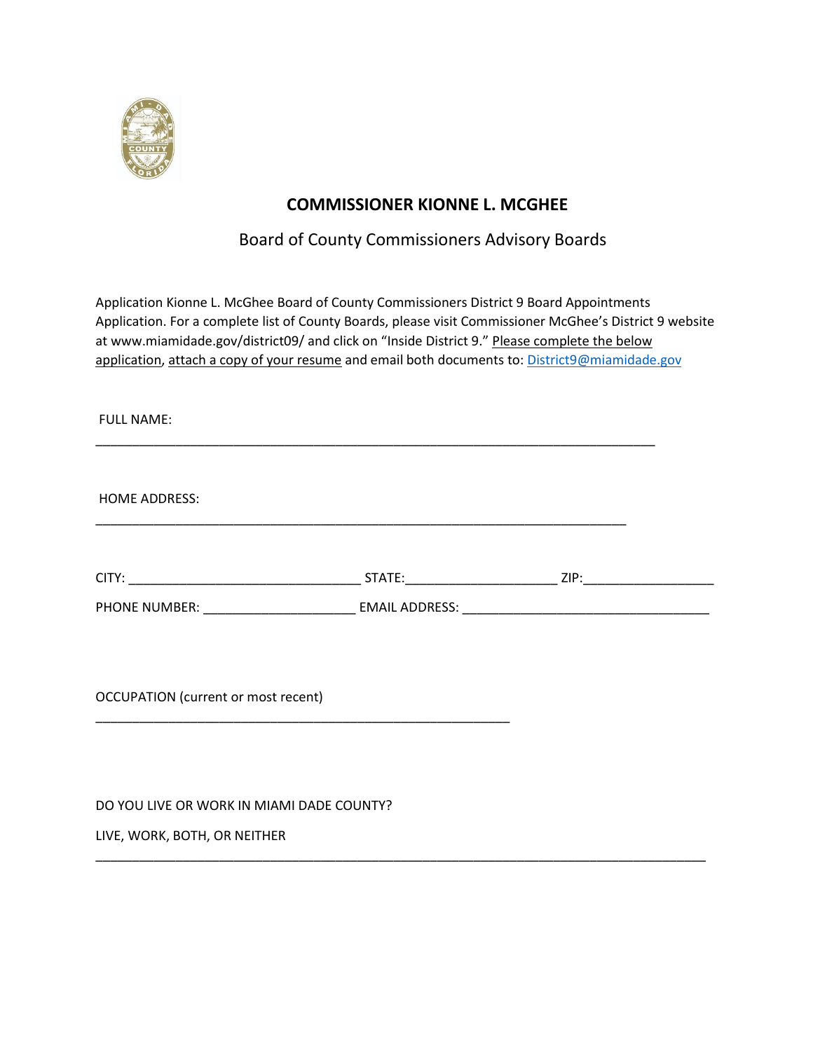## COMMISSIONER KIONNE L. MCGHEE

Board of County Commissioners Advisory Boards

Application Kionne L. McGhee Board of County Commissioners District 9 Board Appointments Application. For a complete list of County Boards, please visit Commissioner McGhee's District 9 website at www.miamidade.gov/district09/ and click on "Inside District 9." Please complete the below application, attach a copy of your resume and email both documents to: District9@miamidade.gov

FULL NAME:

___________________________________________________________________________

HOME ADDRESS:

_______________________________________________________________________

CITY: _______________________________ STATE:____________________ ZIP:_________________

PHONE NUMBER: ____________________ EMAIL ADDRESS: _________________________________

OCCUPATION (current or most recent)

________________________________________________________

DO YOU LIVE OR WORK IN MIAMI DADE COUNTY?

LIVE, WORK, BOTH, OR NEITHER

_________________________________________________________________________________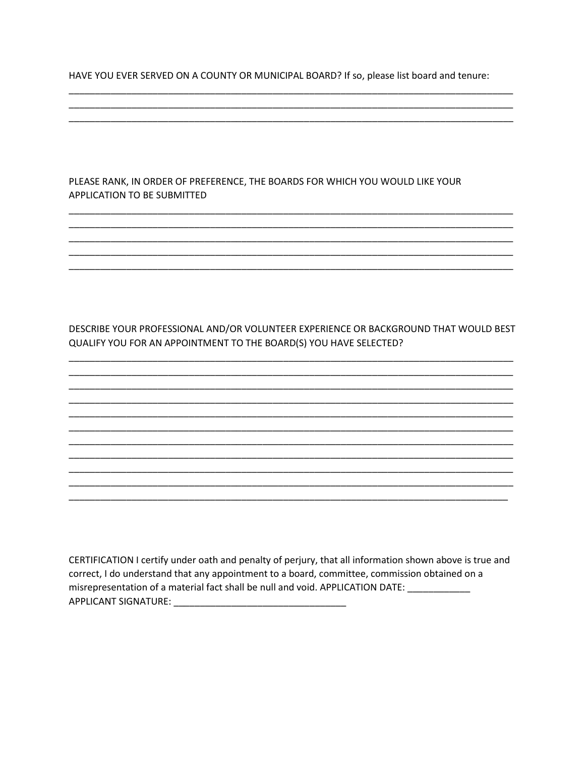HAVE YOU EVER SERVED ON A COUNTY OR MUNICIPAL BOARD? If so, please list board and tenure:

_______________________________________________________________________________________
_______________________________________________________________________________________
_______________________________________________________________________________________

PLEASE RANK, IN ORDER OF PREFERENCE, THE BOARDS FOR WHICH YOU WOULD LIKE YOUR APPLICATION TO BE SUBMITTED

_______________________________________________________________________________________
_______________________________________________________________________________________
_______________________________________________________________________________________
_______________________________________________________________________________________
_______________________________________________________________________________________

DESCRIBE YOUR PROFESSIONAL AND/OR VOLUNTEER EXPERIENCE OR BACKGROUND THAT WOULD BEST QUALIFY YOU FOR AN APPOINTMENT TO THE BOARD(S) YOU HAVE SELECTED?

_______________________________________________________________________________________
_______________________________________________________________________________________
_______________________________________________________________________________________
_______________________________________________________________________________________
_______________________________________________________________________________________
_______________________________________________________________________________________
_______________________________________________________________________________________
_______________________________________________________________________________________
_______________________________________________________________________________________
_______________________________________________________________________________________
_______________________________________________________________________________________

CERTIFICATION I certify under oath and penalty of perjury, that all information shown above is true and correct, I do understand that any appointment to a board, committee, commission obtained on a misrepresentation of a material fact shall be null and void. APPLICATION DATE: ____________
APPLICANT SIGNATURE: _________________________________